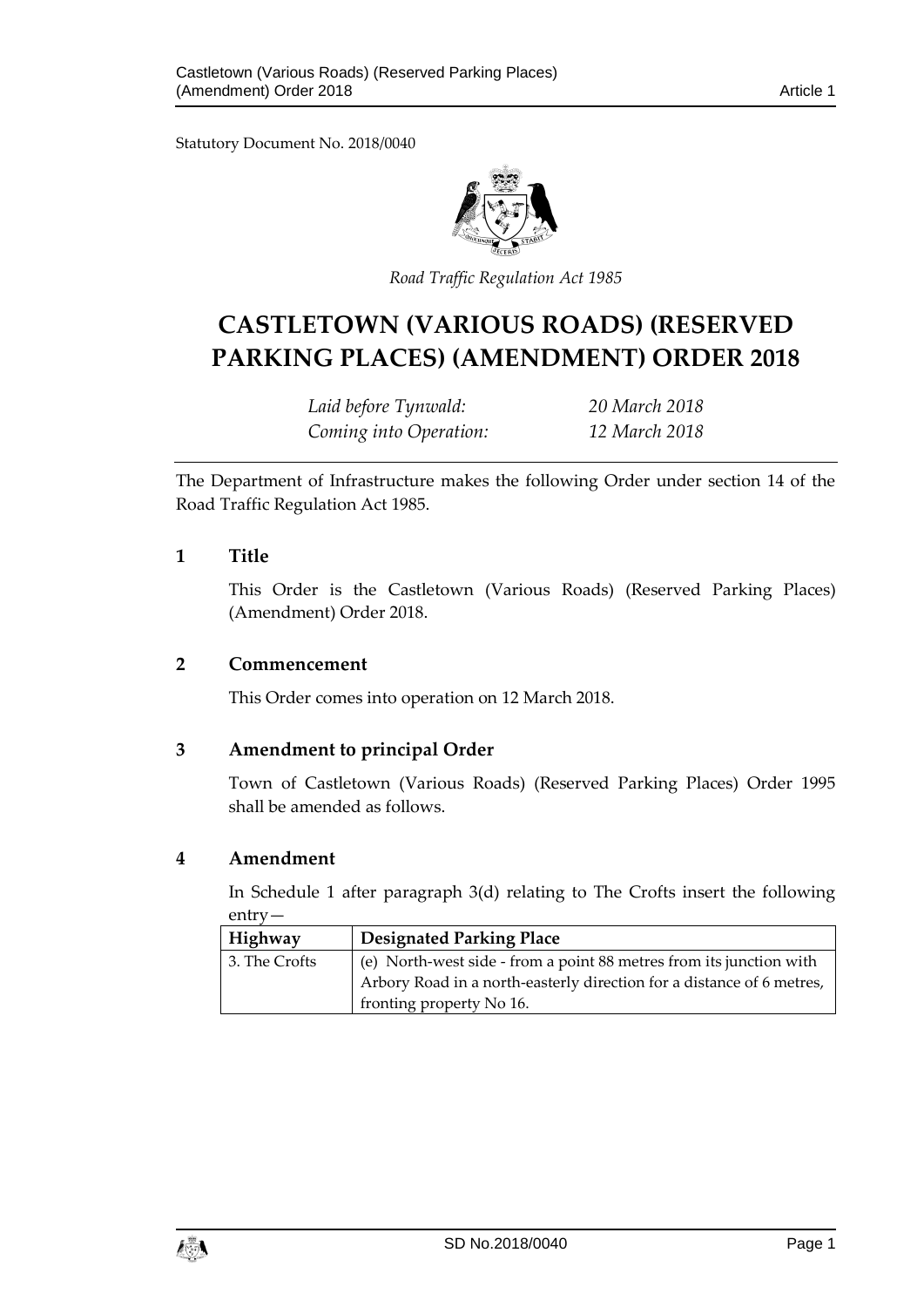Statutory Document No. 2018/0040

*Road Traffic Regulation Act 1985*

# CASTLETOWN (VARIOUS ROADS) (RESERVED PARKING PLACES) (AMENDMENT) ORDER 2018

*Laid before Tynwald:* *20 March 2018*
*Coming into Operation:* *12 March 2018*

The Department of Infrastructure makes the following Order under section 14 of the Road Traffic Regulation Act 1985.

## 1 Title

This Order is the Castletown (Various Roads) (Reserved Parking Places) (Amendment) Order 2018.

## 2 Commencement

This Order comes into operation on 12 March 2018.

## 3 Amendment to principal Order

Town of Castletown (Various Roads) (Reserved Parking Places) Order 1995 shall be amended as follows.

## 4 Amendment

In Schedule 1 after paragraph 3(d) relating to The Crofts insert the following entry—

| Highway | Designated Parking Place |
|---|---|
| 3. The Crofts | (e) North-west side - from a point 88 metres from its junction with Arbory Road in a north-easterly direction for a distance of 6 metres, fronting property No 16. |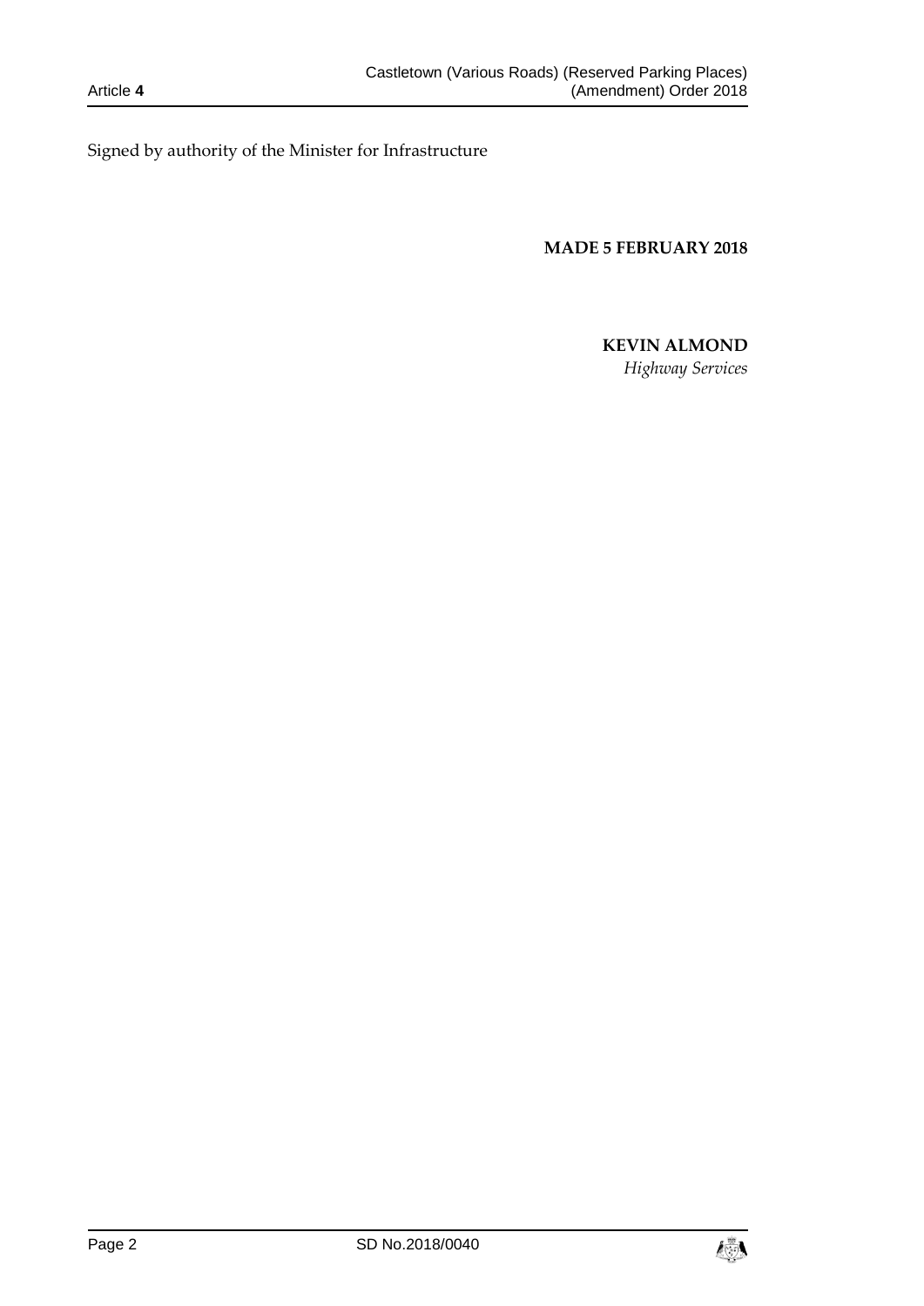Signed by authority of the Minister for Infrastructure

**MADE 5 FEBRUARY 2018**

**KEVIN ALMOND**

*Highway Services*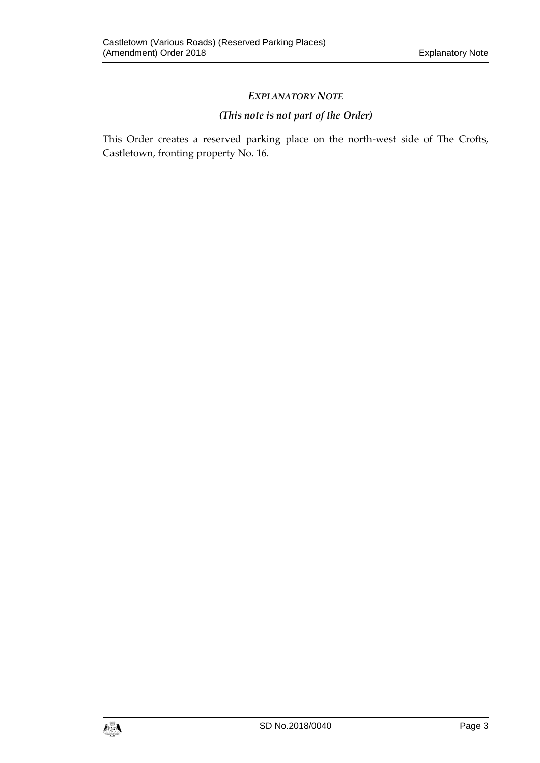## *EXPLANATORY NOTE*

***(This note is not part of the Order)***

This Order creates a reserved parking place on the north-west side of The Crofts, Castletown, fronting property No. 16.